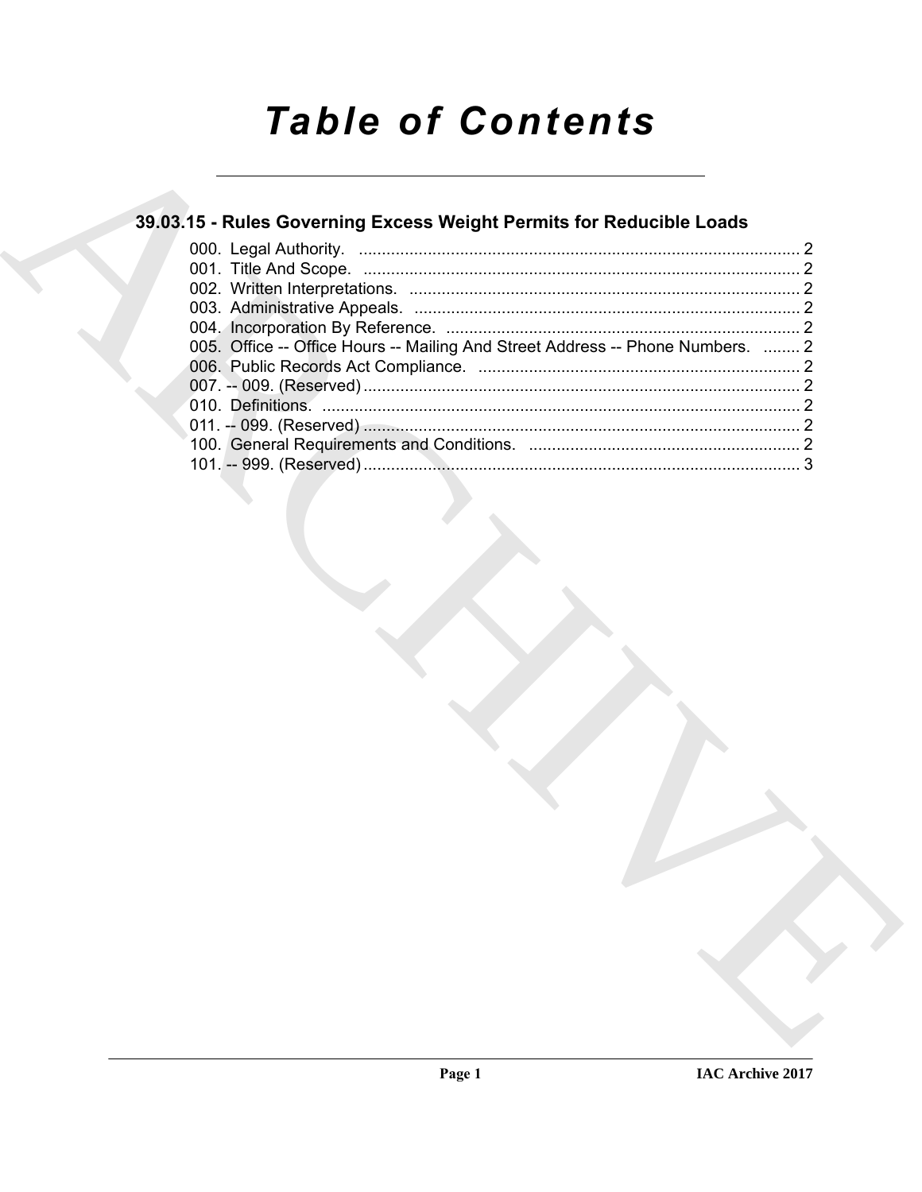# *Table of Contents*

## 39.03.15 - Rules Governing Excess Weight Permits for Reducible Loads

000. Legal Authority. ................................................................................................ 2
001. Title And Scope. ............................................................................................... 2
002. Written Interpretations. ..................................................................................... 2
003. Administrative Appeals. .................................................................................... 2
004. Incorporation By Reference. ............................................................................. 2
005. Office -- Office Hours -- Mailing And Street Address -- Phone Numbers. ........ 2
006. Public Records Act Compliance. ...................................................................... 2
007. -- 009. (Reserved) ............................................................................................... 2
010. Definitions. ........................................................................................................ 2
011. -- 099. (Reserved) ............................................................................................... 2
100. General Requirements and Conditions. ........................................................... 2
101. -- 999. (Reserved) ............................................................................................... 3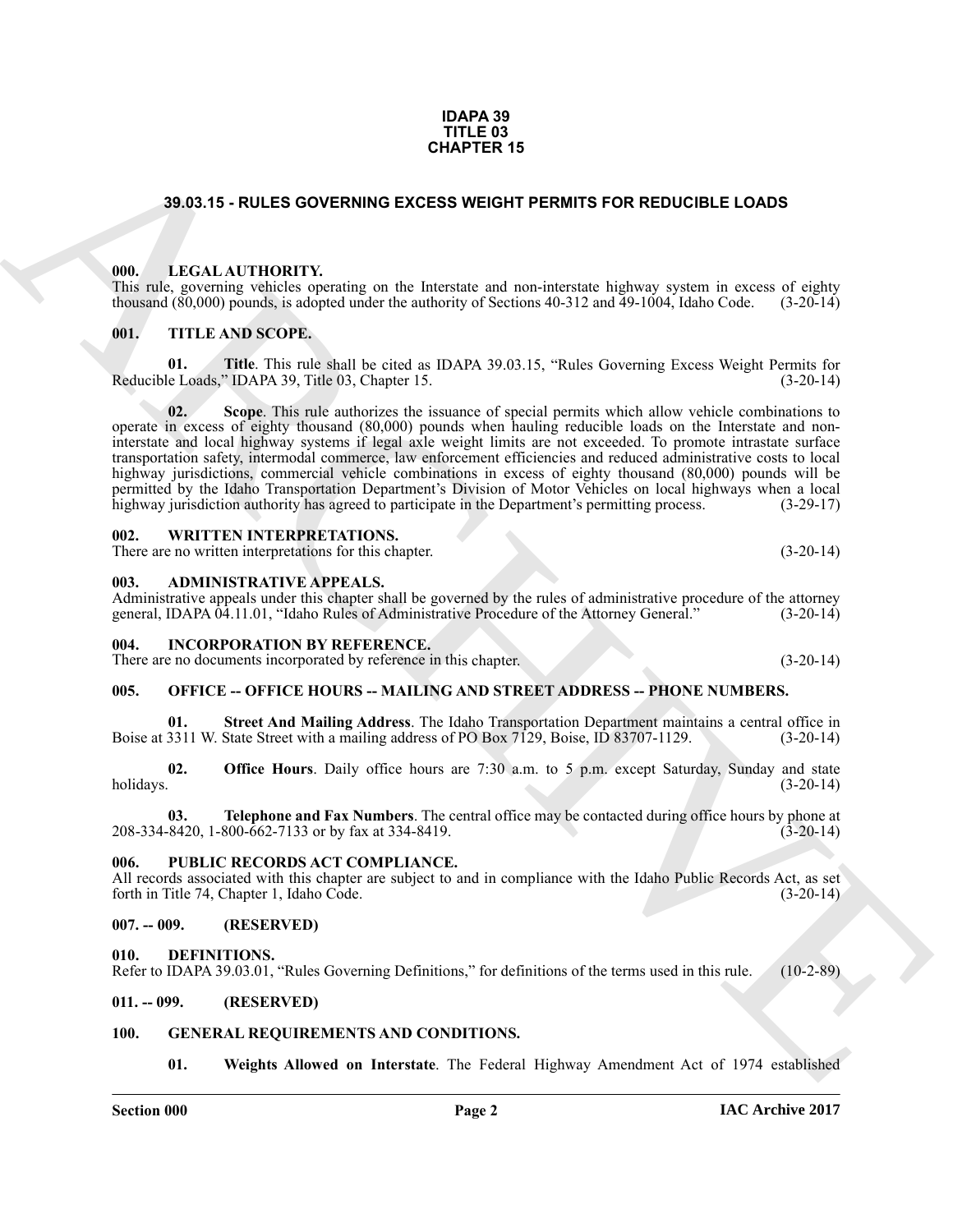**IDAPA 39**
**TITLE 03**
**CHAPTER 15**

# 39.03.15 - RULES GOVERNING EXCESS WEIGHT PERMITS FOR REDUCIBLE LOADS

## 000. LEGAL AUTHORITY.

This rule, governing vehicles operating on the Interstate and non-interstate highway system in excess of eighty thousand (80,000) pounds, is adopted under the authority of Sections 40-312 and 49-1004, Idaho Code. (3-20-14)

## 001. TITLE AND SCOPE.

**01. Title**. This rule shall be cited as IDAPA 39.03.15, "Rules Governing Excess Weight Permits for Reducible Loads," IDAPA 39, Title 03, Chapter 15. (3-20-14)

**02. Scope**. This rule authorizes the issuance of special permits which allow vehicle combinations to operate in excess of eighty thousand (80,000) pounds when hauling reducible loads on the Interstate and non-interstate and local highway systems if legal axle weight limits are not exceeded. To promote intrastate surface transportation safety, intermodal commerce, law enforcement efficiencies and reduced administrative costs to local highway jurisdictions, commercial vehicle combinations in excess of eighty thousand (80,000) pounds will be permitted by the Idaho Transportation Department's Division of Motor Vehicles on local highways when a local highway jurisdiction authority has agreed to participate in the Department's permitting process. (3-29-17)

## 002. WRITTEN INTERPRETATIONS.

There are no written interpretations for this chapter. (3-20-14)

## 003. ADMINISTRATIVE APPEALS.

Administrative appeals under this chapter shall be governed by the rules of administrative procedure of the attorney general, IDAPA 04.11.01, "Idaho Rules of Administrative Procedure of the Attorney General." (3-20-14)

## 004. INCORPORATION BY REFERENCE.

There are no documents incorporated by reference in this chapter. (3-20-14)

## 005. OFFICE -- OFFICE HOURS -- MAILING AND STREET ADDRESS -- PHONE NUMBERS.

**01. Street And Mailing Address**. The Idaho Transportation Department maintains a central office in Boise at 3311 W. State Street with a mailing address of PO Box 7129, Boise, ID 83707-1129. (3-20-14)

**02. Office Hours**. Daily office hours are 7:30 a.m. to 5 p.m. except Saturday, Sunday and state holidays. (3-20-14)

**03. Telephone and Fax Numbers**. The central office may be contacted during office hours by phone at 208-334-8420, 1-800-662-7133 or by fax at 334-8419. (3-20-14)

## 006. PUBLIC RECORDS ACT COMPLIANCE.

All records associated with this chapter are subject to and in compliance with the Idaho Public Records Act, as set forth in Title 74, Chapter 1, Idaho Code. (3-20-14)

## 007. -- 009. (RESERVED)

## 010. DEFINITIONS.

Refer to IDAPA 39.03.01, "Rules Governing Definitions," for definitions of the terms used in this rule. (10-2-89)

## 011. -- 099. (RESERVED)

## 100. GENERAL REQUIREMENTS AND CONDITIONS.

**01. Weights Allowed on Interstate**. The Federal Highway Amendment Act of 1974 established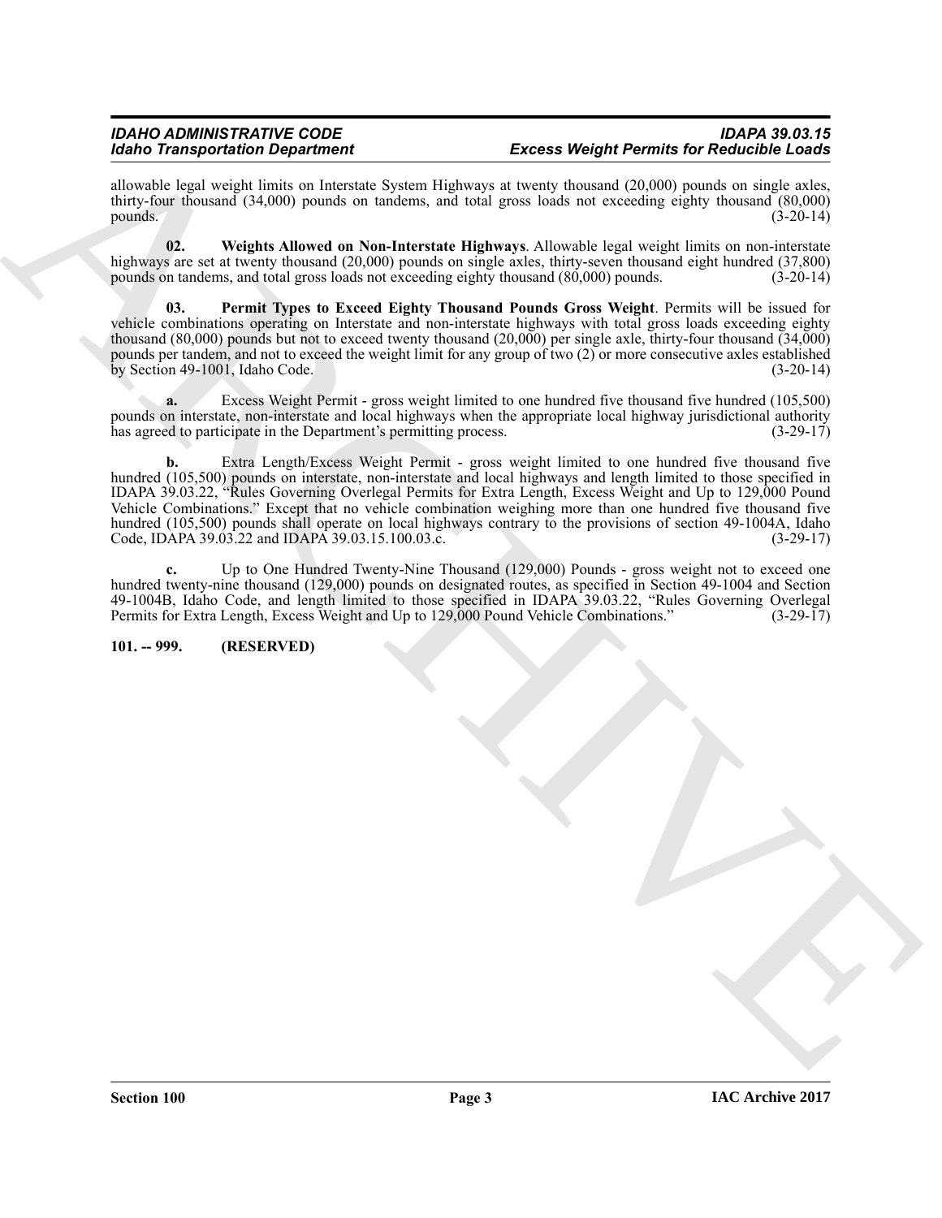allowable legal weight limits on Interstate System Highways at twenty thousand (20,000) pounds on single axles, thirty-four thousand (34,000) pounds on tandems, and total gross loads not exceeding eighty thousand (80,000) pounds. (3-20-14)

**02. Weights Allowed on Non-Interstate Highways**. Allowable legal weight limits on non-interstate highways are set at twenty thousand (20,000) pounds on single axles, thirty-seven thousand eight hundred (37,800) pounds on tandems, and total gross loads not exceeding eighty thousand (80,000) pounds. (3-20-14)

**03. Permit Types to Exceed Eighty Thousand Pounds Gross Weight**. Permits will be issued for vehicle combinations operating on Interstate and non-interstate highways with total gross loads exceeding eighty thousand (80,000) pounds but not to exceed twenty thousand (20,000) per single axle, thirty-four thousand (34,000) pounds per tandem, and not to exceed the weight limit for any group of two (2) or more consecutive axles established by Section 49-1001, Idaho Code. (3-20-14)

**a.** Excess Weight Permit - gross weight limited to one hundred five thousand five hundred (105,500) pounds on interstate, non-interstate and local highways when the appropriate local highway jurisdictional authority has agreed to participate in the Department's permitting process. (3-29-17)

**b.** Extra Length/Excess Weight Permit - gross weight limited to one hundred five thousand five hundred (105,500) pounds on interstate, non-interstate and local highways and length limited to those specified in IDAPA 39.03.22, "Rules Governing Overlegal Permits for Extra Length, Excess Weight and Up to 129,000 Pound Vehicle Combinations." Except that no vehicle combination weighing more than one hundred five thousand five hundred (105,500) pounds shall operate on local highways contrary to the provisions of section 49-1004A, Idaho Code, IDAPA 39.03.22 and IDAPA 39.03.15.100.03.c. (3-29-17)

**c.** Up to One Hundred Twenty-Nine Thousand (129,000) Pounds - gross weight not to exceed one hundred twenty-nine thousand (129,000) pounds on designated routes, as specified in Section 49-1004 and Section 49-1004B, Idaho Code, and length limited to those specified in IDAPA 39.03.22, "Rules Governing Overlegal Permits for Extra Length, Excess Weight and Up to 129,000 Pound Vehicle Combinations." (3-29-17)

**101. -- 999. (RESERVED)**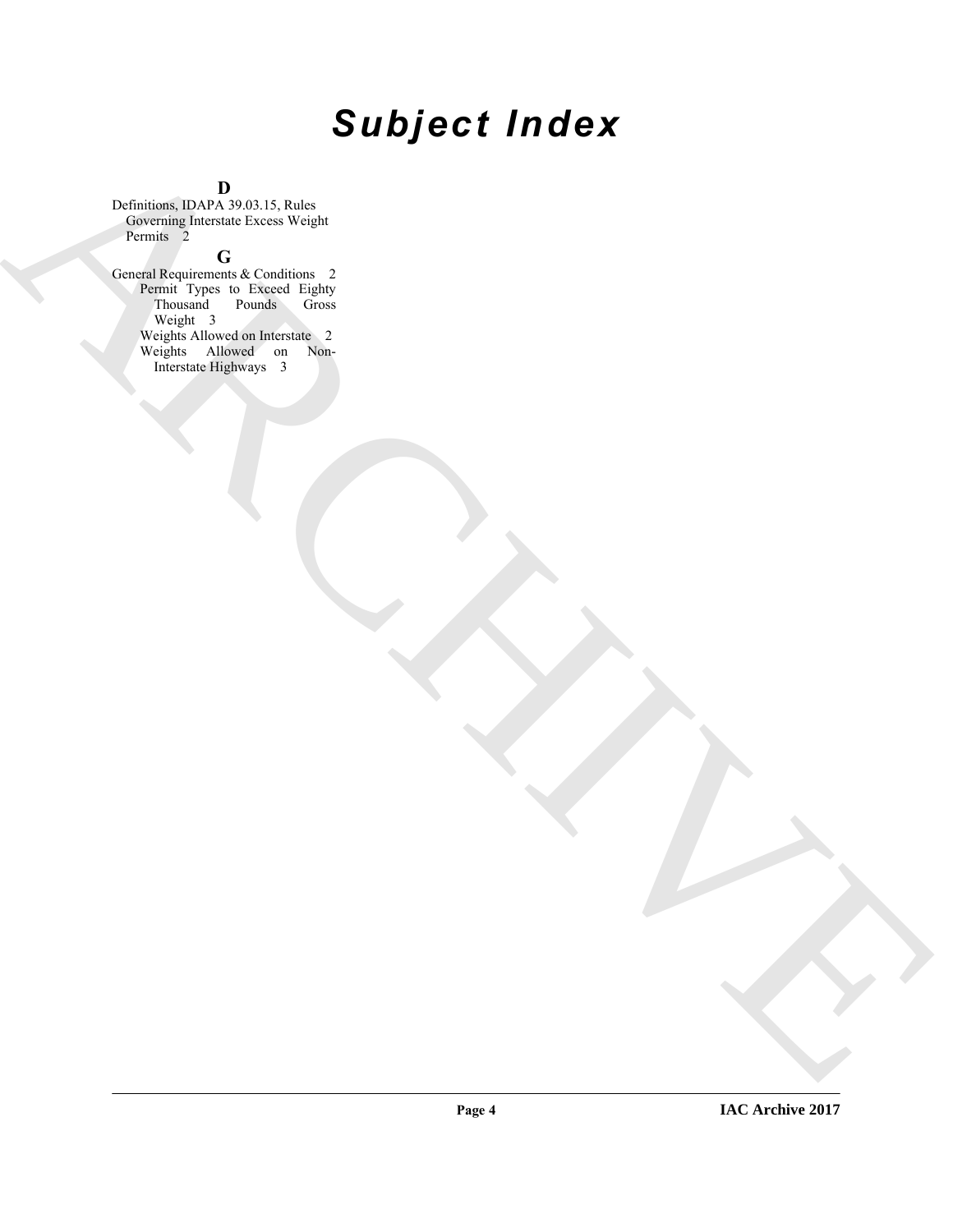# Subject Index

**D**

Definitions, IDAPA 39.03.15, Rules Governing Interstate Excess Weight Permits 2

**G**

General Requirements & Conditions 2
- Permit Types to Exceed Eighty Thousand Pounds Gross Weight 3
- Weights Allowed on Interstate 2
- Weights Allowed on Non-Interstate Highways 3